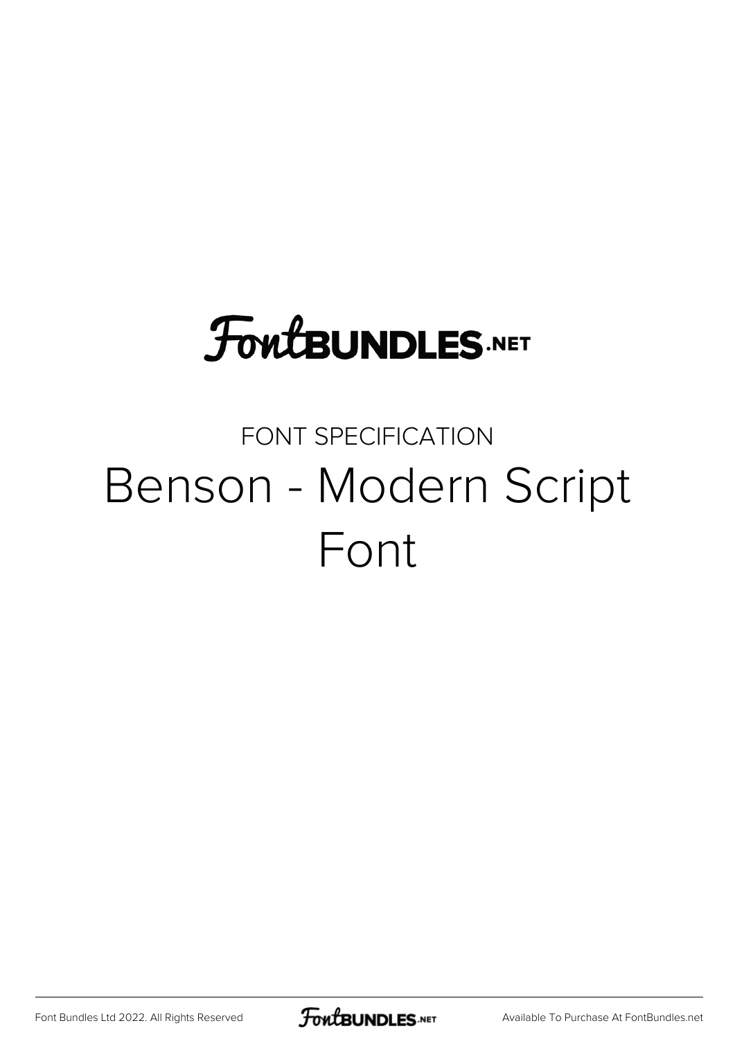# FontBUNDLES.NET

FONT SPECIFICATION

## Benson - Modern Script Font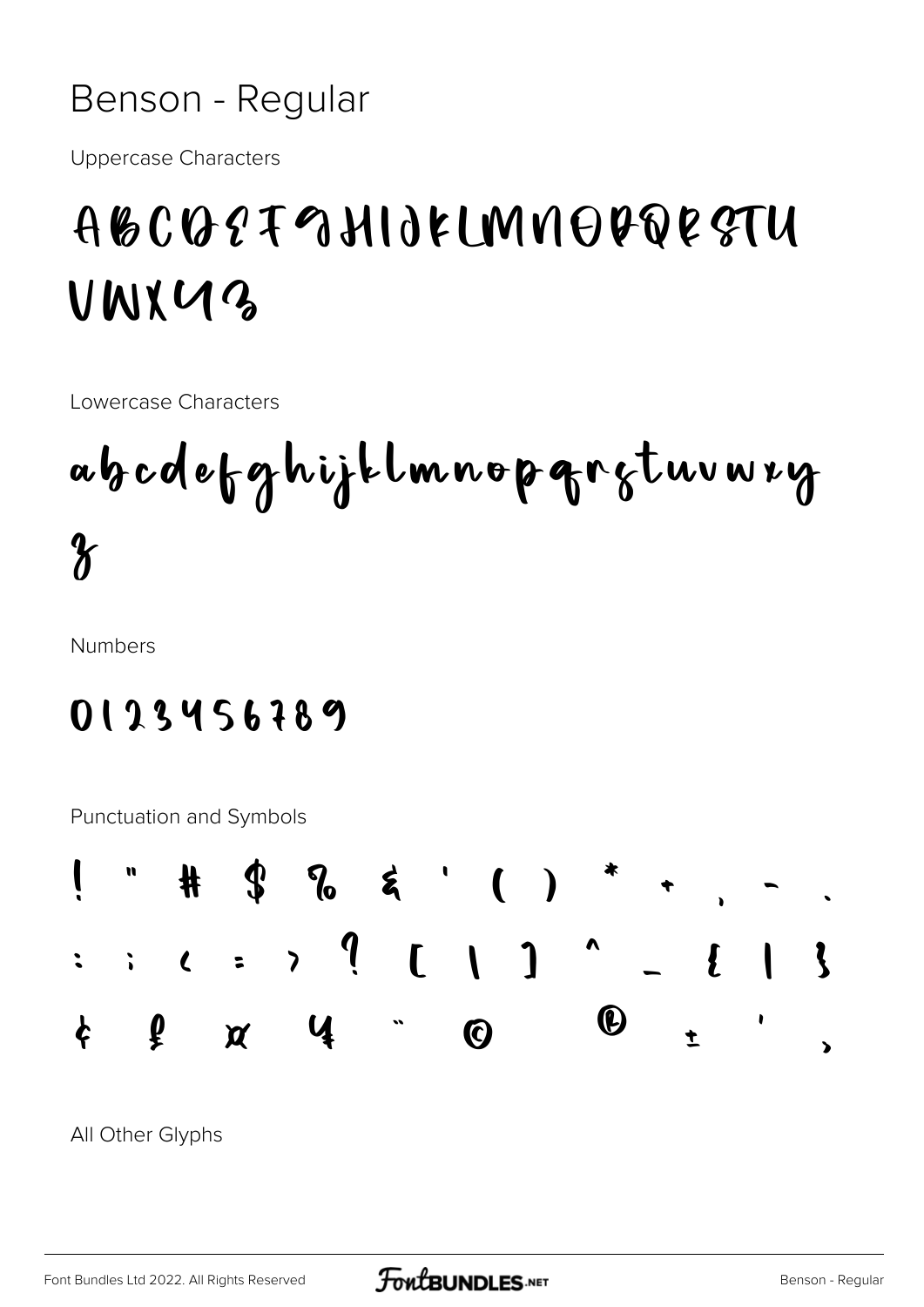# Benson - Regular

Uppercase Characters

ABCDEFGHIJKLMNOPQRSTU
VWXYZ

Lowercase Characters

abcdefghijklmnopqrstuvwxy
z

Numbers

0123456789

Punctuation and Symbols

! " # $ % & ' ( ) * + , - .
: ; < = > ? [ \ ] ^ _ { | }
¢ £ ¤ ¥ ¨ © ® ± ´ ¸

All Other Glyphs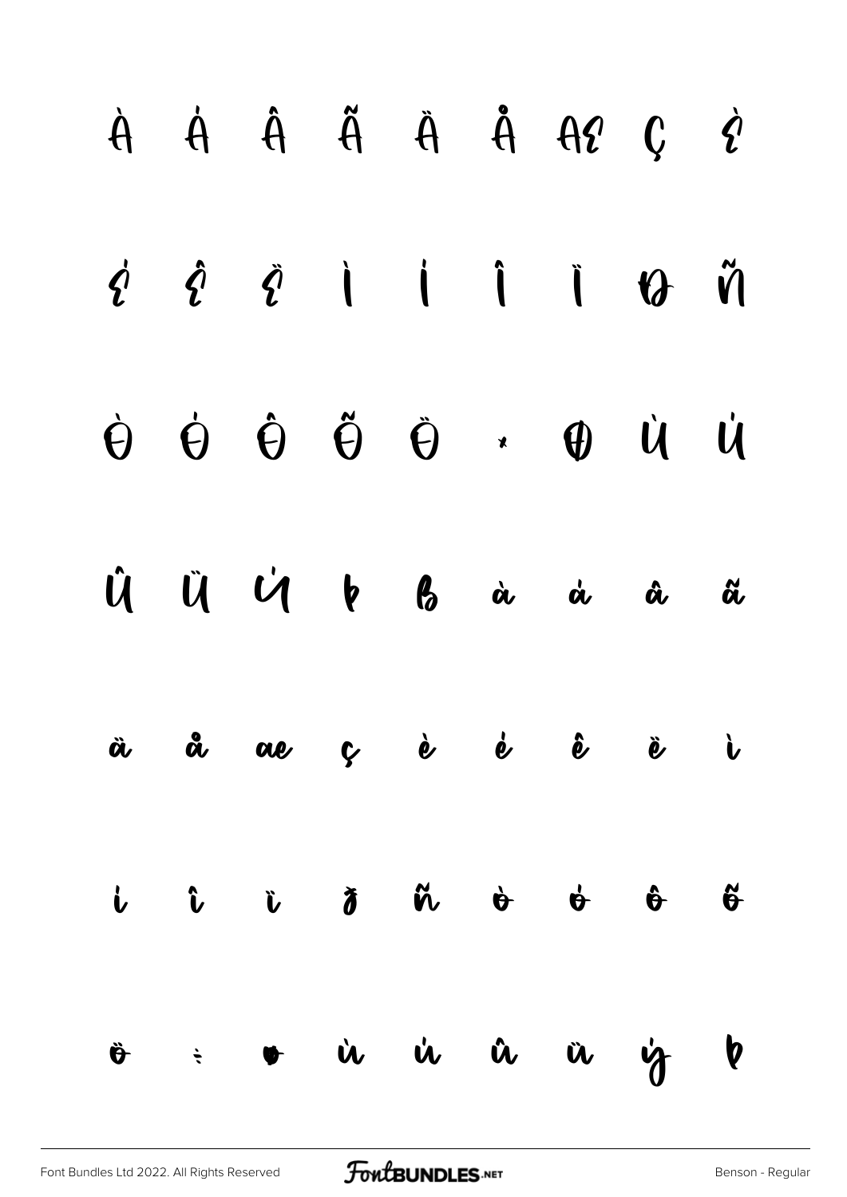À Á Â Ã Ä Å Æ Ç È

É Ê Ë Ì Í Î Ï Ð Ñ

Ò Ó Ô Õ Ö × Ø Ù Ú

Û Ü Ý Þ ß à á â ã

ä å æ ç è é ê ë ì

í î ï ð ñ ò ó ô õ

ö ÷ ø ù ú û ü ý þ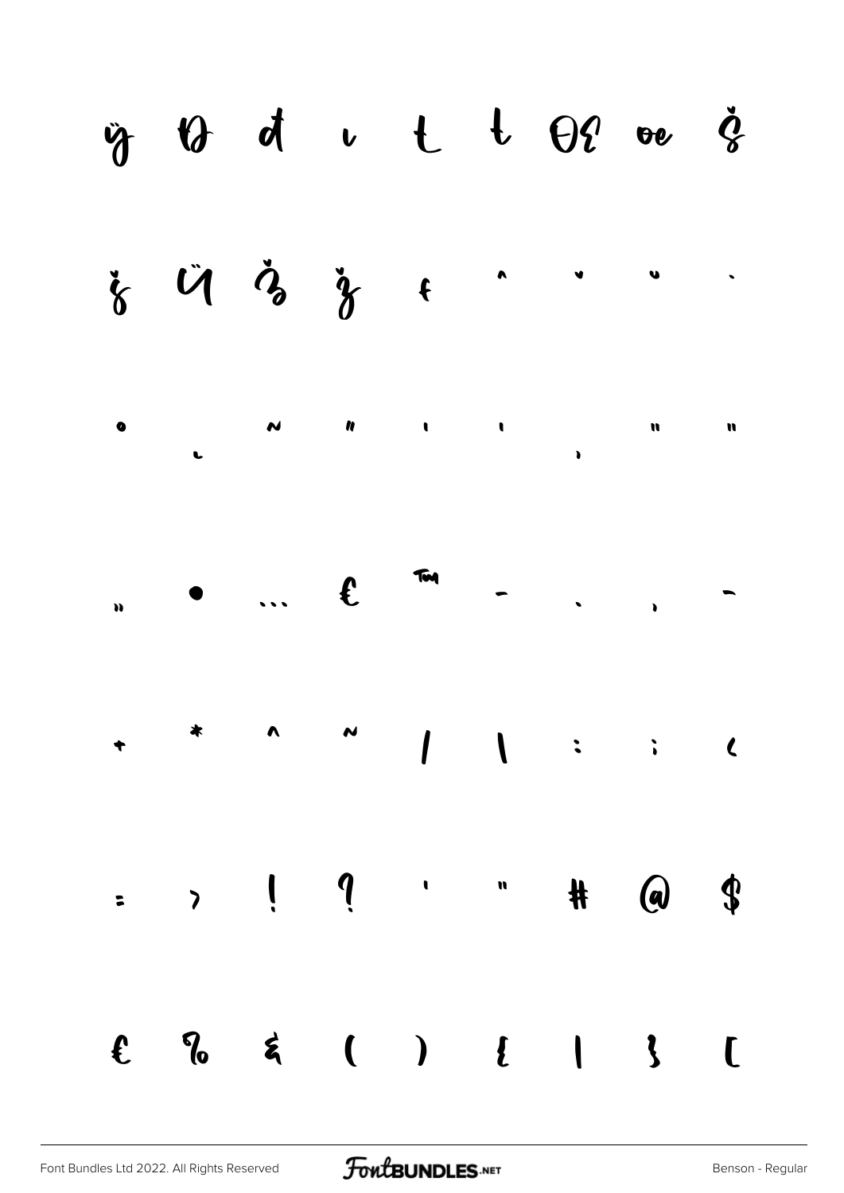ÿ Ð đ ı Ŀ ŀ Œ œ Š

š Ÿ Ž ž ƒ ˆ ˇ ˘ ˙

˚ ˛ ˜ ˝ ' ' ‚ " "

„ • … € ™ – . , —

+ * ^ ~ / \ : ; <

= > ! ? ' " # @ $

€ % & ( ) { | } [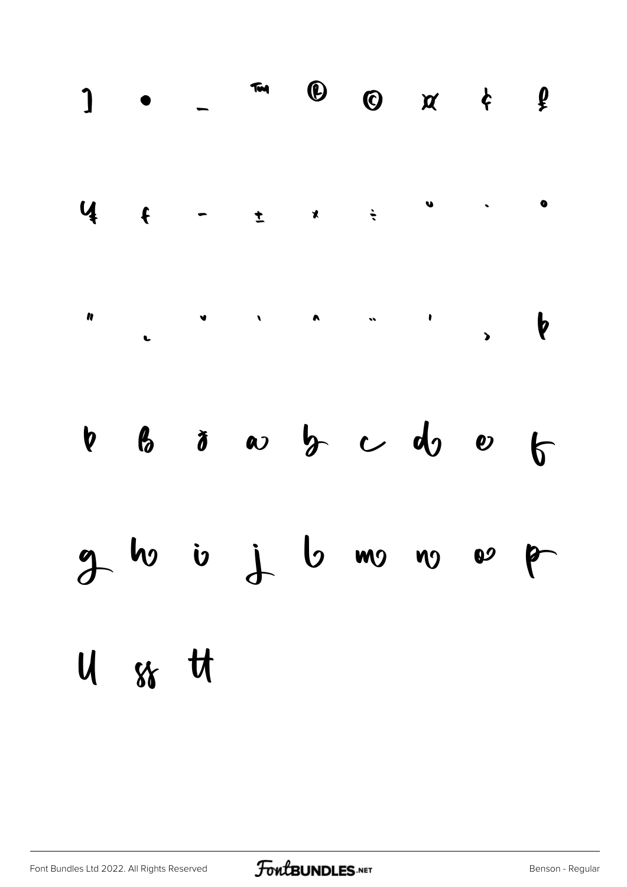] • _ ™ ® © ¤ ¢ £

¥ ƒ - ± × ÷ ˘ ˙ ˚

" ¸ ˇ ˋ ˆ ¨ ' ˛ þ

þ ß ð a b c d e f

g h i j k m n o p

ll ss tt